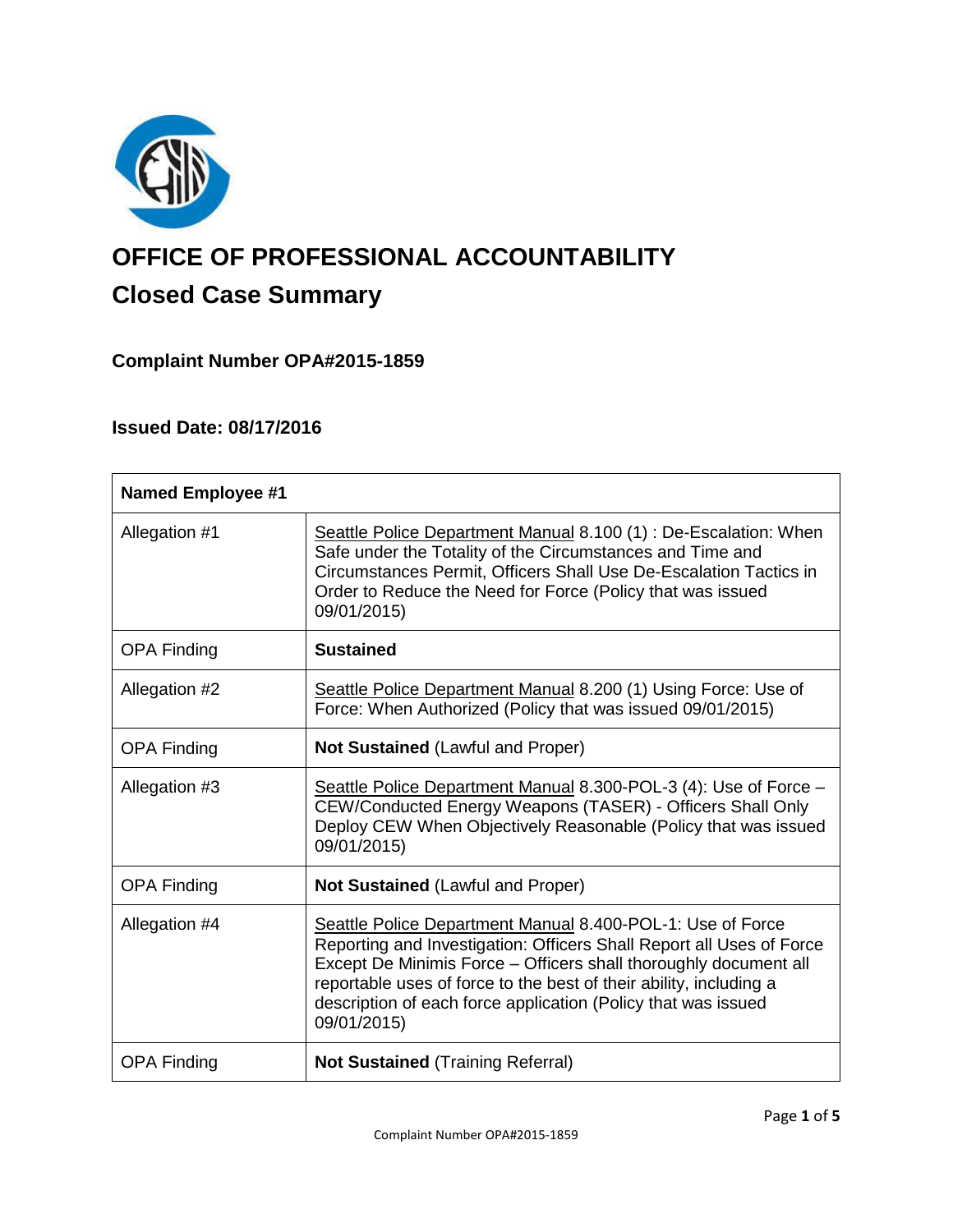# OFFICE OF PROFESSIONAL ACCOUNTABILITY

## Closed Case Summary

### Complaint Number OPA#2015-1859

### Issued Date: 08/17/2016

| Named Employee #1 | |
|---|---|
| Allegation #1 | Seattle Police Department Manual 8.100 (1) : De-Escalation: When Safe under the Totality of the Circumstances and Time and Circumstances Permit, Officers Shall Use De-Escalation Tactics in Order to Reduce the Need for Force (Policy that was issued 09/01/2015) |
| OPA Finding | **Sustained** |
| Allegation #2 | Seattle Police Department Manual 8.200 (1) Using Force: Use of Force: When Authorized (Policy that was issued 09/01/2015) |
| OPA Finding | **Not Sustained** (Lawful and Proper) |
| Allegation #3 | Seattle Police Department Manual 8.300-POL-3 (4): Use of Force – CEW/Conducted Energy Weapons (TASER) - Officers Shall Only Deploy CEW When Objectively Reasonable (Policy that was issued 09/01/2015) |
| OPA Finding | **Not Sustained** (Lawful and Proper) |
| Allegation #4 | Seattle Police Department Manual 8.400-POL-1: Use of Force Reporting and Investigation: Officers Shall Report all Uses of Force Except De Minimis Force – Officers shall thoroughly document all reportable uses of force to the best of their ability, including a description of each force application (Policy that was issued 09/01/2015) |
| OPA Finding | **Not Sustained** (Training Referral) |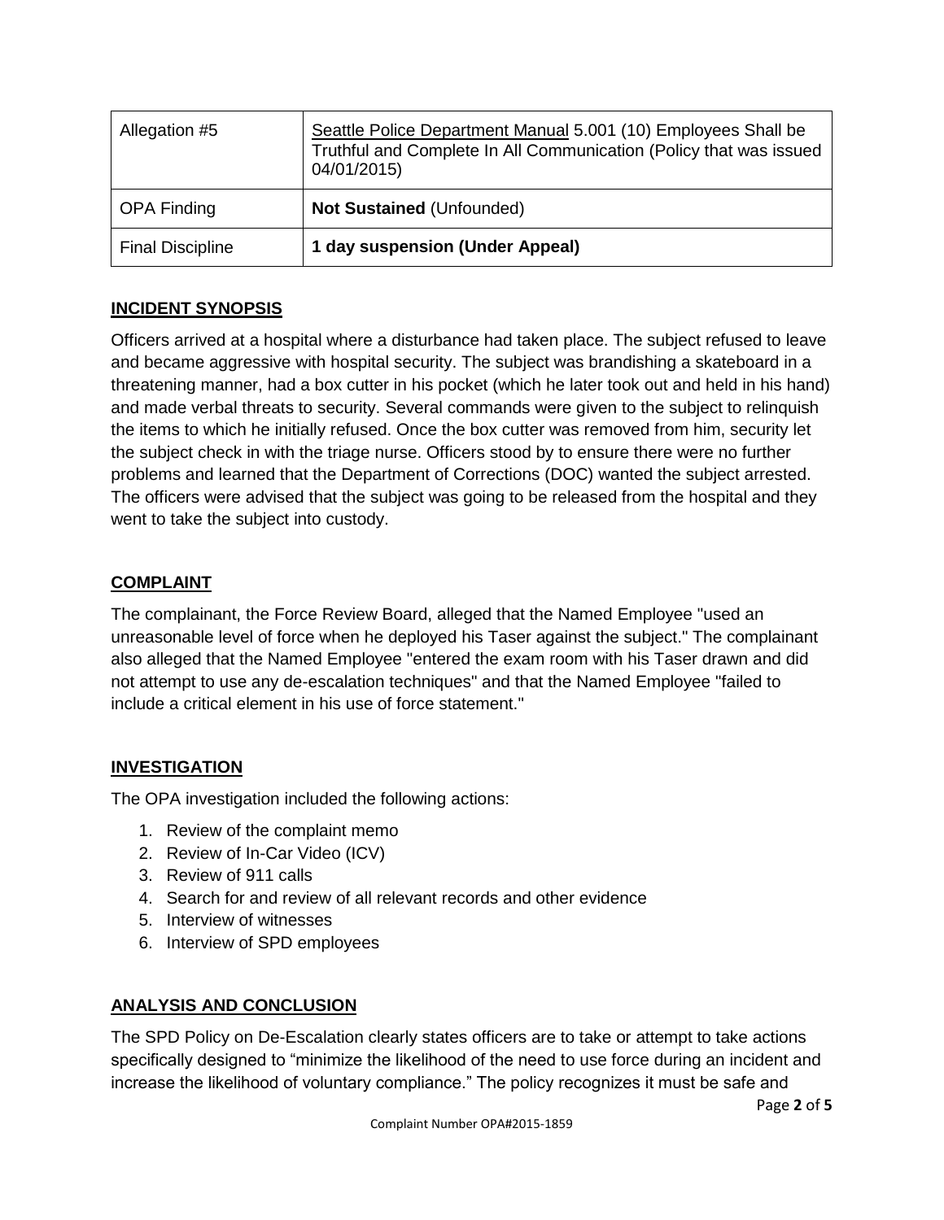| Allegation #5 | Seattle Police Department Manual 5.001 (10) Employees Shall be Truthful and Complete In All Communication (Policy that was issued 04/01/2015) |
|---|---|
| OPA Finding | **Not Sustained** (Unfounded) |
| Final Discipline | **1 day suspension (Under Appeal)** |

## INCIDENT SYNOPSIS

Officers arrived at a hospital where a disturbance had taken place. The subject refused to leave and became aggressive with hospital security. The subject was brandishing a skateboard in a threatening manner, had a box cutter in his pocket (which he later took out and held in his hand) and made verbal threats to security. Several commands were given to the subject to relinquish the items to which he initially refused. Once the box cutter was removed from him, security let the subject check in with the triage nurse. Officers stood by to ensure there were no further problems and learned that the Department of Corrections (DOC) wanted the subject arrested. The officers were advised that the subject was going to be released from the hospital and they went to take the subject into custody.

## COMPLAINT

The complainant, the Force Review Board, alleged that the Named Employee "used an unreasonable level of force when he deployed his Taser against the subject." The complainant also alleged that the Named Employee "entered the exam room with his Taser drawn and did not attempt to use any de-escalation techniques" and that the Named Employee "failed to include a critical element in his use of force statement."

## INVESTIGATION

The OPA investigation included the following actions:

1. Review of the complaint memo
2. Review of In-Car Video (ICV)
3. Review of 911 calls
4. Search for and review of all relevant records and other evidence
5. Interview of witnesses
6. Interview of SPD employees

## ANALYSIS AND CONCLUSION

The SPD Policy on De-Escalation clearly states officers are to take or attempt to take actions specifically designed to "minimize the likelihood of the need to use force during an incident and increase the likelihood of voluntary compliance." The policy recognizes it must be safe and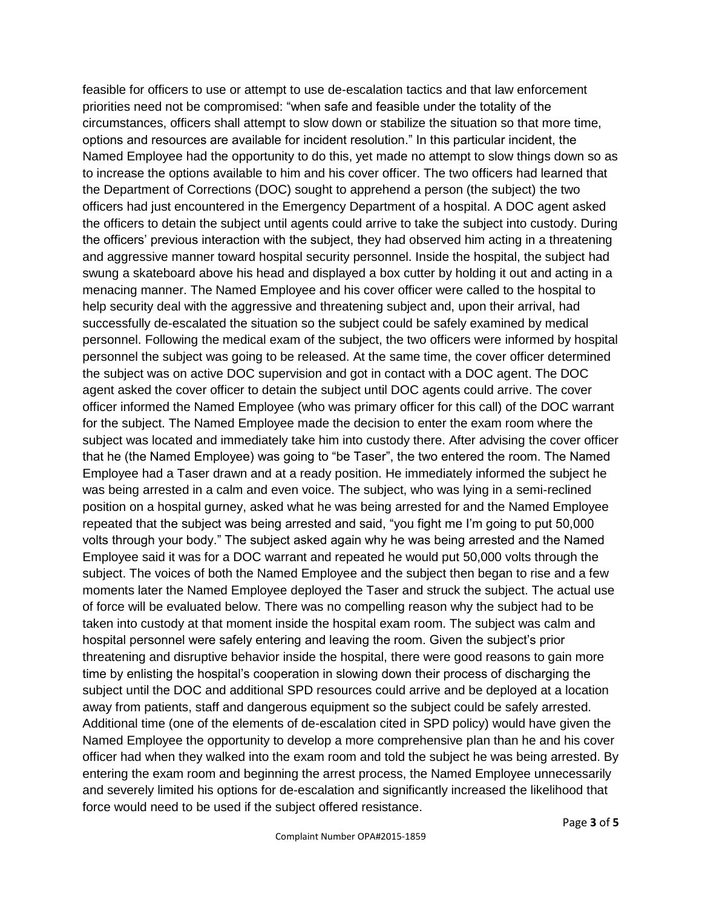feasible for officers to use or attempt to use de-escalation tactics and that law enforcement priorities need not be compromised: "when safe and feasible under the totality of the circumstances, officers shall attempt to slow down or stabilize the situation so that more time, options and resources are available for incident resolution." In this particular incident, the Named Employee had the opportunity to do this, yet made no attempt to slow things down so as to increase the options available to him and his cover officer. The two officers had learned that the Department of Corrections (DOC) sought to apprehend a person (the subject) the two officers had just encountered in the Emergency Department of a hospital. A DOC agent asked the officers to detain the subject until agents could arrive to take the subject into custody. During the officers' previous interaction with the subject, they had observed him acting in a threatening and aggressive manner toward hospital security personnel. Inside the hospital, the subject had swung a skateboard above his head and displayed a box cutter by holding it out and acting in a menacing manner. The Named Employee and his cover officer were called to the hospital to help security deal with the aggressive and threatening subject and, upon their arrival, had successfully de-escalated the situation so the subject could be safely examined by medical personnel. Following the medical exam of the subject, the two officers were informed by hospital personnel the subject was going to be released. At the same time, the cover officer determined the subject was on active DOC supervision and got in contact with a DOC agent. The DOC agent asked the cover officer to detain the subject until DOC agents could arrive. The cover officer informed the Named Employee (who was primary officer for this call) of the DOC warrant for the subject. The Named Employee made the decision to enter the exam room where the subject was located and immediately take him into custody there. After advising the cover officer that he (the Named Employee) was going to "be Taser", the two entered the room. The Named Employee had a Taser drawn and at a ready position. He immediately informed the subject he was being arrested in a calm and even voice. The subject, who was lying in a semi-reclined position on a hospital gurney, asked what he was being arrested for and the Named Employee repeated that the subject was being arrested and said, "you fight me I'm going to put 50,000 volts through your body." The subject asked again why he was being arrested and the Named Employee said it was for a DOC warrant and repeated he would put 50,000 volts through the subject. The voices of both the Named Employee and the subject then began to rise and a few moments later the Named Employee deployed the Taser and struck the subject. The actual use of force will be evaluated below. There was no compelling reason why the subject had to be taken into custody at that moment inside the hospital exam room. The subject was calm and hospital personnel were safely entering and leaving the room. Given the subject's prior threatening and disruptive behavior inside the hospital, there were good reasons to gain more time by enlisting the hospital's cooperation in slowing down their process of discharging the subject until the DOC and additional SPD resources could arrive and be deployed at a location away from patients, staff and dangerous equipment so the subject could be safely arrested. Additional time (one of the elements of de-escalation cited in SPD policy) would have given the Named Employee the opportunity to develop a more comprehensive plan than he and his cover officer had when they walked into the exam room and told the subject he was being arrested. By entering the exam room and beginning the arrest process, the Named Employee unnecessarily and severely limited his options for de-escalation and significantly increased the likelihood that force would need to be used if the subject offered resistance.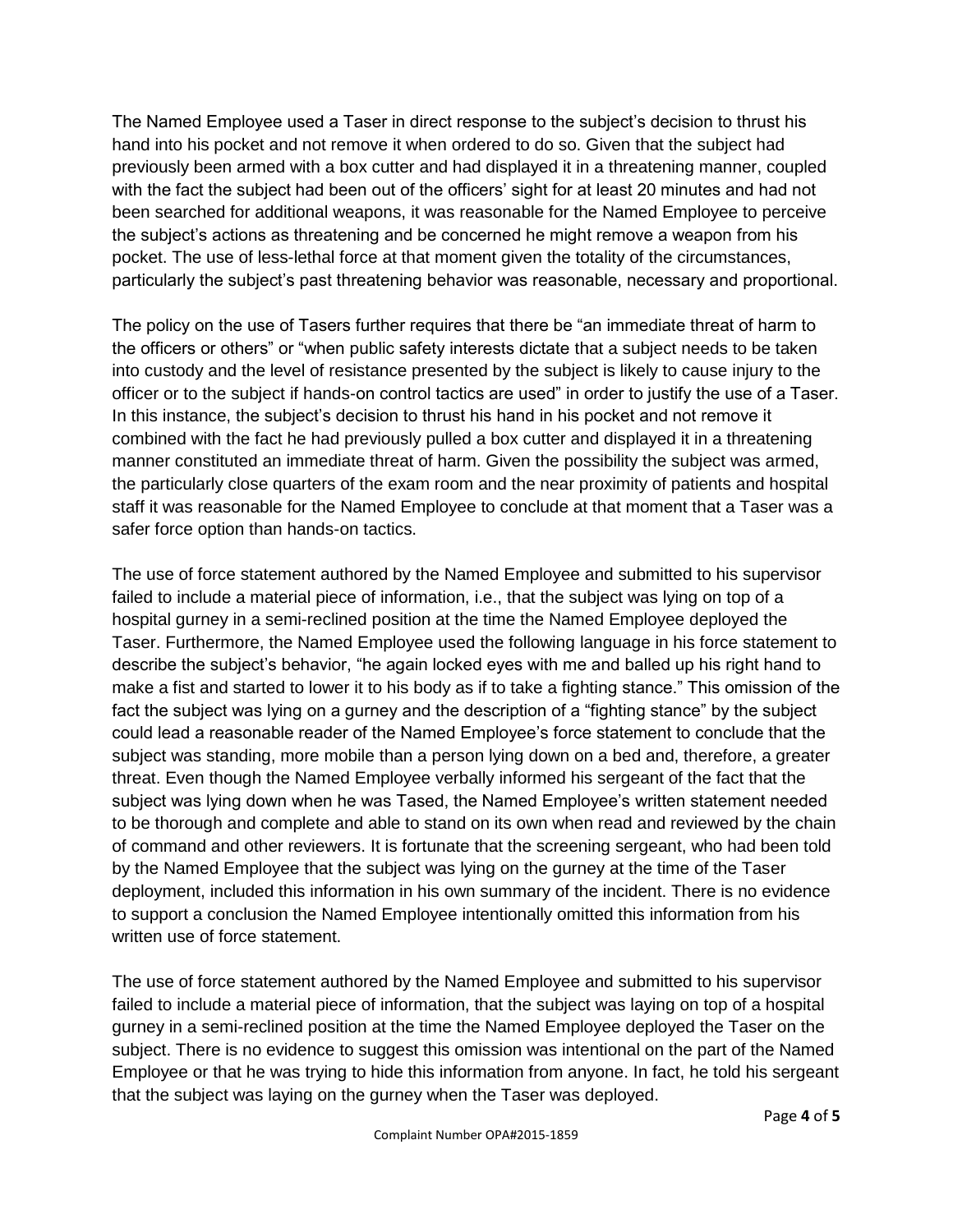The Named Employee used a Taser in direct response to the subject's decision to thrust his hand into his pocket and not remove it when ordered to do so. Given that the subject had previously been armed with a box cutter and had displayed it in a threatening manner, coupled with the fact the subject had been out of the officers' sight for at least 20 minutes and had not been searched for additional weapons, it was reasonable for the Named Employee to perceive the subject's actions as threatening and be concerned he might remove a weapon from his pocket. The use of less-lethal force at that moment given the totality of the circumstances, particularly the subject's past threatening behavior was reasonable, necessary and proportional.

The policy on the use of Tasers further requires that there be "an immediate threat of harm to the officers or others" or "when public safety interests dictate that a subject needs to be taken into custody and the level of resistance presented by the subject is likely to cause injury to the officer or to the subject if hands-on control tactics are used" in order to justify the use of a Taser. In this instance, the subject's decision to thrust his hand in his pocket and not remove it combined with the fact he had previously pulled a box cutter and displayed it in a threatening manner constituted an immediate threat of harm. Given the possibility the subject was armed, the particularly close quarters of the exam room and the near proximity of patients and hospital staff it was reasonable for the Named Employee to conclude at that moment that a Taser was a safer force option than hands-on tactics.

The use of force statement authored by the Named Employee and submitted to his supervisor failed to include a material piece of information, i.e., that the subject was lying on top of a hospital gurney in a semi-reclined position at the time the Named Employee deployed the Taser. Furthermore, the Named Employee used the following language in his force statement to describe the subject's behavior, "he again locked eyes with me and balled up his right hand to make a fist and started to lower it to his body as if to take a fighting stance." This omission of the fact the subject was lying on a gurney and the description of a "fighting stance" by the subject could lead a reasonable reader of the Named Employee's force statement to conclude that the subject was standing, more mobile than a person lying down on a bed and, therefore, a greater threat. Even though the Named Employee verbally informed his sergeant of the fact that the subject was lying down when he was Tased, the Named Employee's written statement needed to be thorough and complete and able to stand on its own when read and reviewed by the chain of command and other reviewers. It is fortunate that the screening sergeant, who had been told by the Named Employee that the subject was lying on the gurney at the time of the Taser deployment, included this information in his own summary of the incident. There is no evidence to support a conclusion the Named Employee intentionally omitted this information from his written use of force statement.

The use of force statement authored by the Named Employee and submitted to his supervisor failed to include a material piece of information, that the subject was laying on top of a hospital gurney in a semi-reclined position at the time the Named Employee deployed the Taser on the subject. There is no evidence to suggest this omission was intentional on the part of the Named Employee or that he was trying to hide this information from anyone. In fact, he told his sergeant that the subject was laying on the gurney when the Taser was deployed.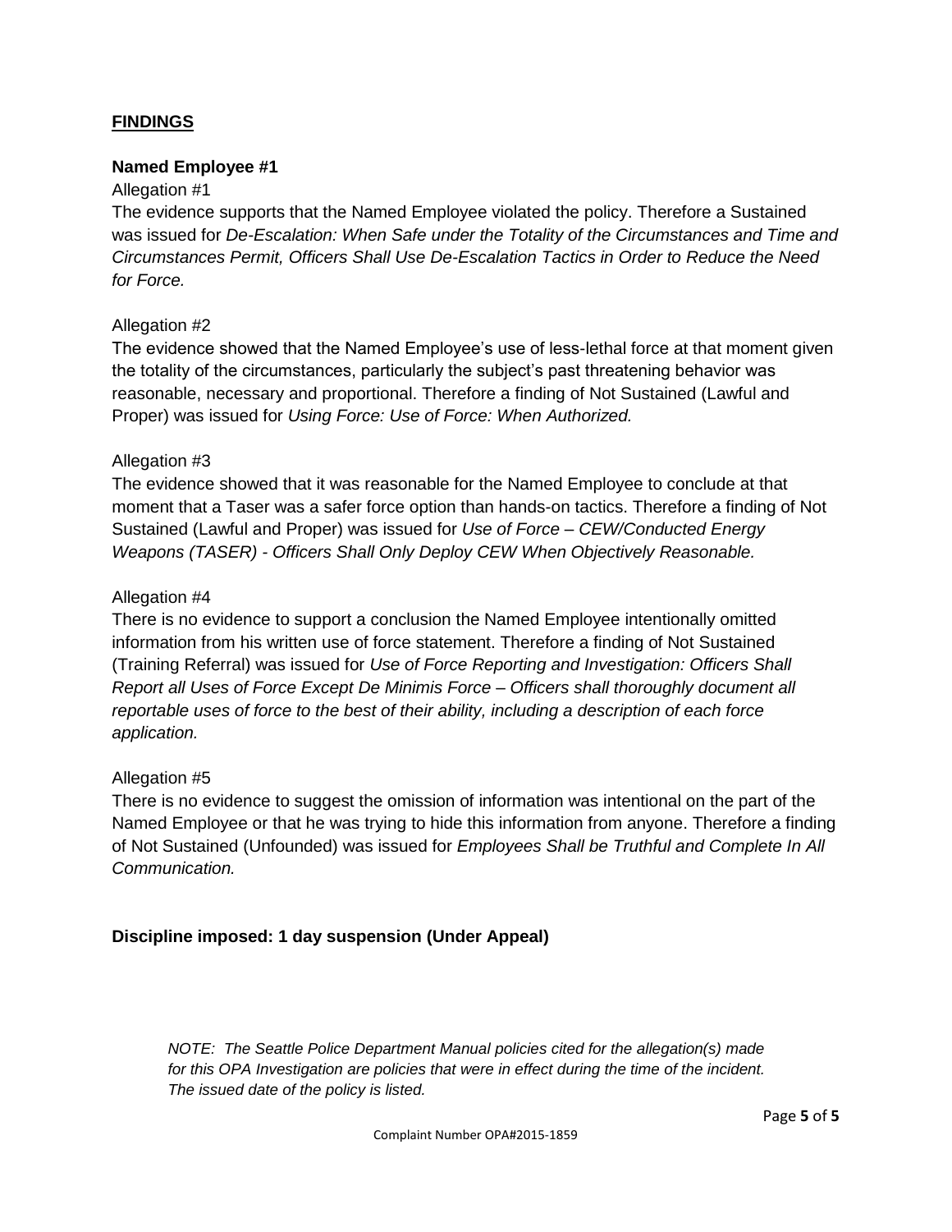## FINDINGS

### Named Employee #1

Allegation #1

The evidence supports that the Named Employee violated the policy. Therefore a Sustained was issued for *De-Escalation: When Safe under the Totality of the Circumstances and Time and Circumstances Permit, Officers Shall Use De-Escalation Tactics in Order to Reduce the Need for Force.*

Allegation #2

The evidence showed that the Named Employee's use of less-lethal force at that moment given the totality of the circumstances, particularly the subject's past threatening behavior was reasonable, necessary and proportional. Therefore a finding of Not Sustained (Lawful and Proper) was issued for *Using Force: Use of Force: When Authorized.*

Allegation #3

The evidence showed that it was reasonable for the Named Employee to conclude at that moment that a Taser was a safer force option than hands-on tactics. Therefore a finding of Not Sustained (Lawful and Proper) was issued for *Use of Force – CEW/Conducted Energy Weapons (TASER) - Officers Shall Only Deploy CEW When Objectively Reasonable.*

Allegation #4

There is no evidence to support a conclusion the Named Employee intentionally omitted information from his written use of force statement. Therefore a finding of Not Sustained (Training Referral) was issued for *Use of Force Reporting and Investigation: Officers Shall Report all Uses of Force Except De Minimis Force – Officers shall thoroughly document all reportable uses of force to the best of their ability, including a description of each force application.*

Allegation #5

There is no evidence to suggest the omission of information was intentional on the part of the Named Employee or that he was trying to hide this information from anyone. Therefore a finding of Not Sustained (Unfounded) was issued for *Employees Shall be Truthful and Complete In All Communication.*

**Discipline imposed: 1 day suspension (Under Appeal)**

*NOTE: The Seattle Police Department Manual policies cited for the allegation(s) made for this OPA Investigation are policies that were in effect during the time of the incident. The issued date of the policy is listed.*

Complaint Number OPA#2015-1859